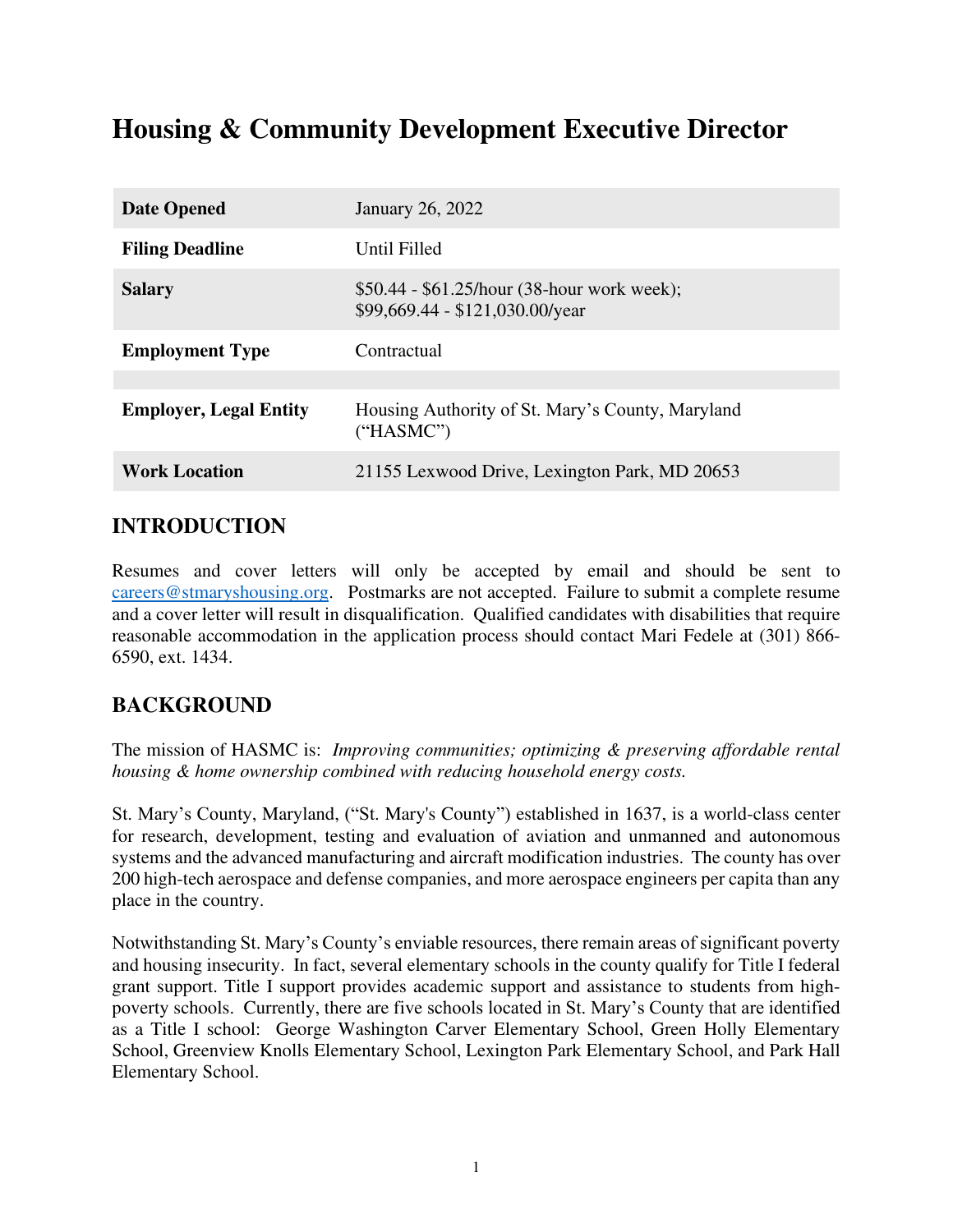# Housing & Community Development Executive Director

| | |
|---|---|
| **Date Opened** | January 26, 2022 |
| **Filing Deadline** | Until Filled |
| **Salary** | $50.44 - $61.25/hour (38-hour work week); $99,669.44 - $121,030.00/year |
| **Employment Type** | Contractual |
| | |
| **Employer, Legal Entity** | Housing Authority of St. Mary's County, Maryland ("HASMC") |
| **Work Location** | 21155 Lexwood Drive, Lexington Park, MD 20653 |

## INTRODUCTION

Resumes and cover letters will only be accepted by email and should be sent to careers@stmaryshousing.org. Postmarks are not accepted. Failure to submit a complete resume and a cover letter will result in disqualification. Qualified candidates with disabilities that require reasonable accommodation in the application process should contact Mari Fedele at (301) 866-6590, ext. 1434.

## BACKGROUND

The mission of HASMC is: *Improving communities; optimizing & preserving affordable rental housing & home ownership combined with reducing household energy costs.*

St. Mary's County, Maryland, ("St. Mary's County") established in 1637, is a world-class center for research, development, testing and evaluation of aviation and unmanned and autonomous systems and the advanced manufacturing and aircraft modification industries. The county has over 200 high-tech aerospace and defense companies, and more aerospace engineers per capita than any place in the country.

Notwithstanding St. Mary's County's enviable resources, there remain areas of significant poverty and housing insecurity. In fact, several elementary schools in the county qualify for Title I federal grant support. Title I support provides academic support and assistance to students from high-poverty schools. Currently, there are five schools located in St. Mary's County that are identified as a Title I school: George Washington Carver Elementary School, Green Holly Elementary School, Greenview Knolls Elementary School, Lexington Park Elementary School, and Park Hall Elementary School.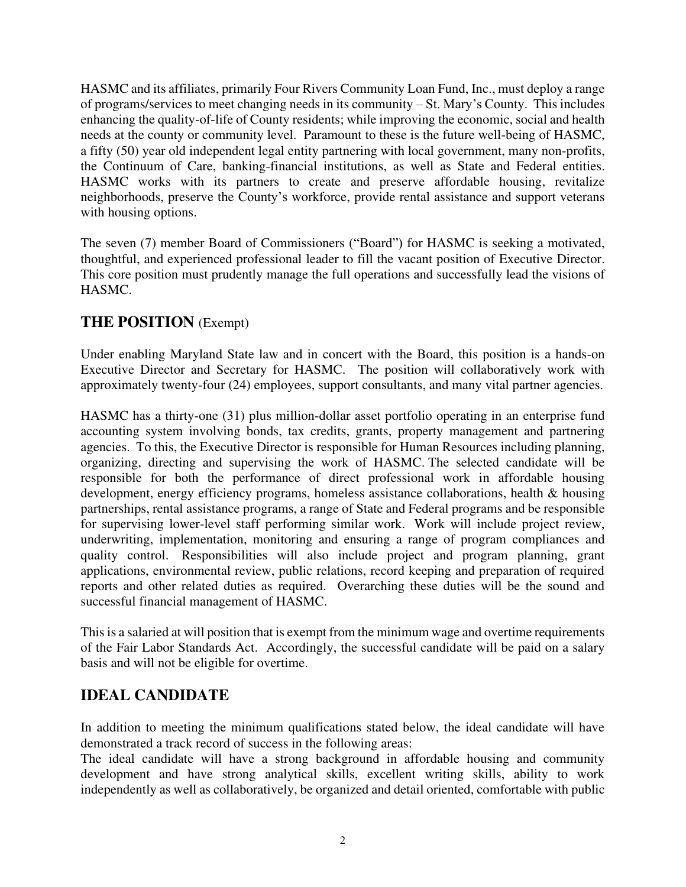HASMC and its affiliates, primarily Four Rivers Community Loan Fund, Inc., must deploy a range of programs/services to meet changing needs in its community – St. Mary's County. This includes enhancing the quality-of-life of County residents; while improving the economic, social and health needs at the county or community level. Paramount to these is the future well-being of HASMC, a fifty (50) year old independent legal entity partnering with local government, many non-profits, the Continuum of Care, banking-financial institutions, as well as State and Federal entities. HASMC works with its partners to create and preserve affordable housing, revitalize neighborhoods, preserve the County's workforce, provide rental assistance and support veterans with housing options.

The seven (7) member Board of Commissioners ("Board") for HASMC is seeking a motivated, thoughtful, and experienced professional leader to fill the vacant position of Executive Director. This core position must prudently manage the full operations and successfully lead the visions of HASMC.

## THE POSITION (Exempt)

Under enabling Maryland State law and in concert with the Board, this position is a hands-on Executive Director and Secretary for HASMC. The position will collaboratively work with approximately twenty-four (24) employees, support consultants, and many vital partner agencies.

HASMC has a thirty-one (31) plus million-dollar asset portfolio operating in an enterprise fund accounting system involving bonds, tax credits, grants, property management and partnering agencies. To this, the Executive Director is responsible for Human Resources including planning, organizing, directing and supervising the work of HASMC. The selected candidate will be responsible for both the performance of direct professional work in affordable housing development, energy efficiency programs, homeless assistance collaborations, health & housing partnerships, rental assistance programs, a range of State and Federal programs and be responsible for supervising lower-level staff performing similar work. Work will include project review, underwriting, implementation, monitoring and ensuring a range of program compliances and quality control. Responsibilities will also include project and program planning, grant applications, environmental review, public relations, record keeping and preparation of required reports and other related duties as required. Overarching these duties will be the sound and successful financial management of HASMC.

This is a salaried at will position that is exempt from the minimum wage and overtime requirements of the Fair Labor Standards Act. Accordingly, the successful candidate will be paid on a salary basis and will not be eligible for overtime.

## IDEAL CANDIDATE

In addition to meeting the minimum qualifications stated below, the ideal candidate will have demonstrated a track record of success in the following areas:
The ideal candidate will have a strong background in affordable housing and community development and have strong analytical skills, excellent writing skills, ability to work independently as well as collaboratively, be organized and detail oriented, comfortable with public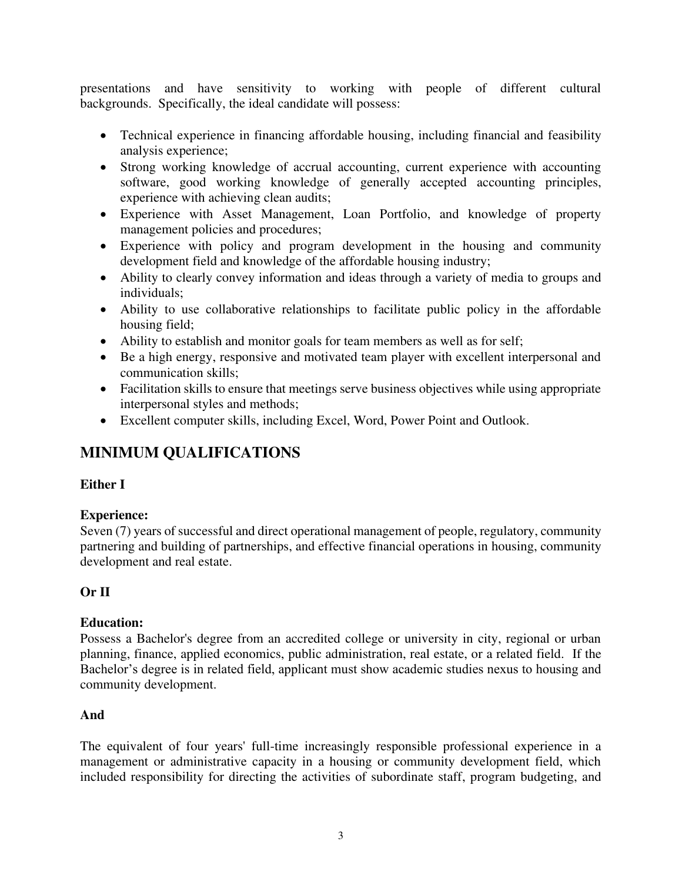presentations and have sensitivity to working with people of different cultural backgrounds. Specifically, the ideal candidate will possess:

- Technical experience in financing affordable housing, including financial and feasibility analysis experience;
- Strong working knowledge of accrual accounting, current experience with accounting software, good working knowledge of generally accepted accounting principles, experience with achieving clean audits;
- Experience with Asset Management, Loan Portfolio, and knowledge of property management policies and procedures;
- Experience with policy and program development in the housing and community development field and knowledge of the affordable housing industry;
- Ability to clearly convey information and ideas through a variety of media to groups and individuals;
- Ability to use collaborative relationships to facilitate public policy in the affordable housing field;
- Ability to establish and monitor goals for team members as well as for self;
- Be a high energy, responsive and motivated team player with excellent interpersonal and communication skills;
- Facilitation skills to ensure that meetings serve business objectives while using appropriate interpersonal styles and methods;
- Excellent computer skills, including Excel, Word, Power Point and Outlook.

## MINIMUM QUALIFICATIONS

**Either I**

**Experience:**
Seven (7) years of successful and direct operational management of people, regulatory, community partnering and building of partnerships, and effective financial operations in housing, community development and real estate.

**Or II**

**Education:**
Possess a Bachelor's degree from an accredited college or university in city, regional or urban planning, finance, applied economics, public administration, real estate, or a related field. If the Bachelor's degree is in related field, applicant must show academic studies nexus to housing and community development.

**And**

The equivalent of four years' full-time increasingly responsible professional experience in a management or administrative capacity in a housing or community development field, which included responsibility for directing the activities of subordinate staff, program budgeting, and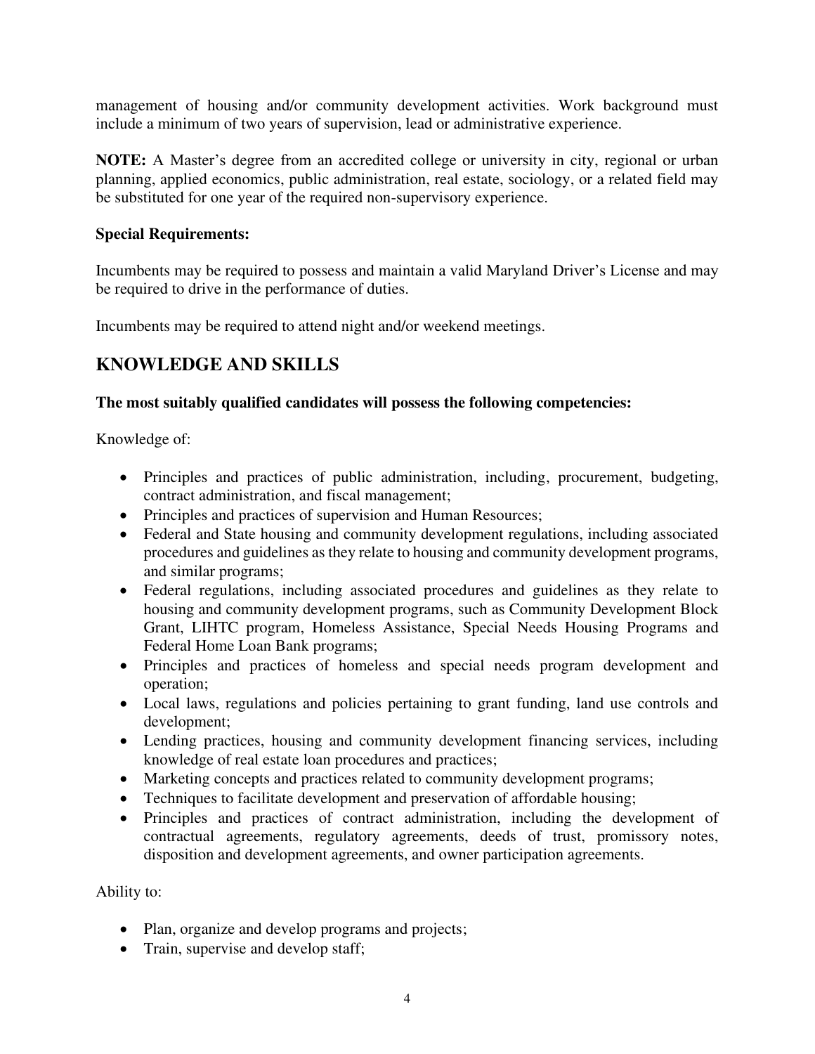management of housing and/or community development activities. Work background must include a minimum of two years of supervision, lead or administrative experience.

**NOTE:** A Master's degree from an accredited college or university in city, regional or urban planning, applied economics, public administration, real estate, sociology, or a related field may be substituted for one year of the required non-supervisory experience.

**Special Requirements:**

Incumbents may be required to possess and maintain a valid Maryland Driver's License and may be required to drive in the performance of duties.

Incumbents may be required to attend night and/or weekend meetings.

## KNOWLEDGE AND SKILLS

**The most suitably qualified candidates will possess the following competencies:**

Knowledge of:

- Principles and practices of public administration, including, procurement, budgeting, contract administration, and fiscal management;
- Principles and practices of supervision and Human Resources;
- Federal and State housing and community development regulations, including associated procedures and guidelines as they relate to housing and community development programs, and similar programs;
- Federal regulations, including associated procedures and guidelines as they relate to housing and community development programs, such as Community Development Block Grant, LIHTC program, Homeless Assistance, Special Needs Housing Programs and Federal Home Loan Bank programs;
- Principles and practices of homeless and special needs program development and operation;
- Local laws, regulations and policies pertaining to grant funding, land use controls and development;
- Lending practices, housing and community development financing services, including knowledge of real estate loan procedures and practices;
- Marketing concepts and practices related to community development programs;
- Techniques to facilitate development and preservation of affordable housing;
- Principles and practices of contract administration, including the development of contractual agreements, regulatory agreements, deeds of trust, promissory notes, disposition and development agreements, and owner participation agreements.

Ability to:

- Plan, organize and develop programs and projects;
- Train, supervise and develop staff;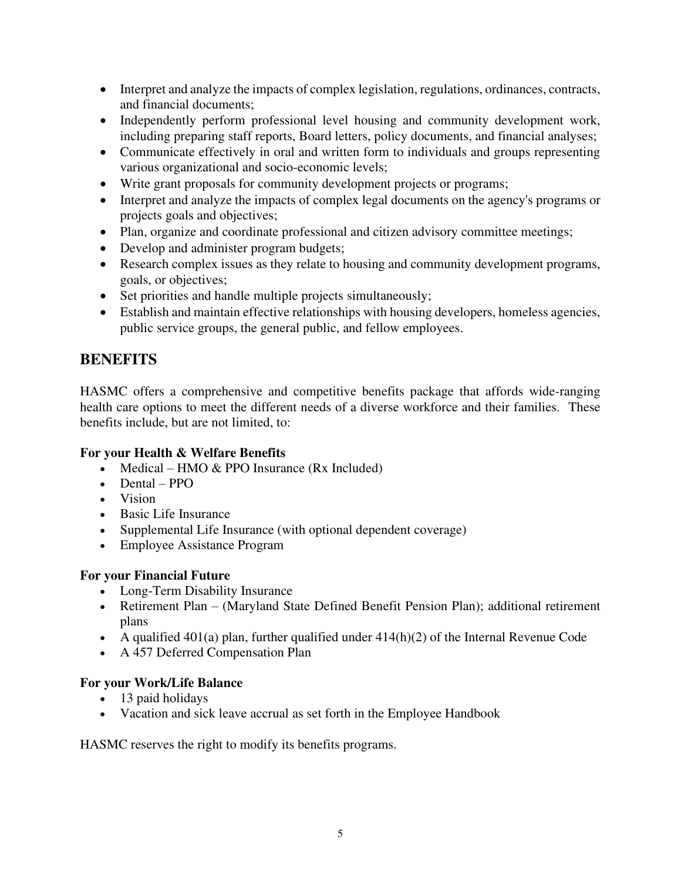- Interpret and analyze the impacts of complex legislation, regulations, ordinances, contracts, and financial documents;
- Independently perform professional level housing and community development work, including preparing staff reports, Board letters, policy documents, and financial analyses;
- Communicate effectively in oral and written form to individuals and groups representing various organizational and socio-economic levels;
- Write grant proposals for community development projects or programs;
- Interpret and analyze the impacts of complex legal documents on the agency's programs or projects goals and objectives;
- Plan, organize and coordinate professional and citizen advisory committee meetings;
- Develop and administer program budgets;
- Research complex issues as they relate to housing and community development programs, goals, or objectives;
- Set priorities and handle multiple projects simultaneously;
- Establish and maintain effective relationships with housing developers, homeless agencies, public service groups, the general public, and fellow employees.

## BENEFITS

HASMC offers a comprehensive and competitive benefits package that affords wide-ranging health care options to meet the different needs of a diverse workforce and their families. These benefits include, but are not limited, to:

**For your Health & Welfare Benefits**

- Medical – HMO & PPO Insurance (Rx Included)
- Dental – PPO
- Vision
- Basic Life Insurance
- Supplemental Life Insurance (with optional dependent coverage)
- Employee Assistance Program

**For your Financial Future**

- Long-Term Disability Insurance
- Retirement Plan – (Maryland State Defined Benefit Pension Plan); additional retirement plans
- A qualified 401(a) plan, further qualified under 414(h)(2) of the Internal Revenue Code
- A 457 Deferred Compensation Plan

**For your Work/Life Balance**

- 13 paid holidays
- Vacation and sick leave accrual as set forth in the Employee Handbook

HASMC reserves the right to modify its benefits programs.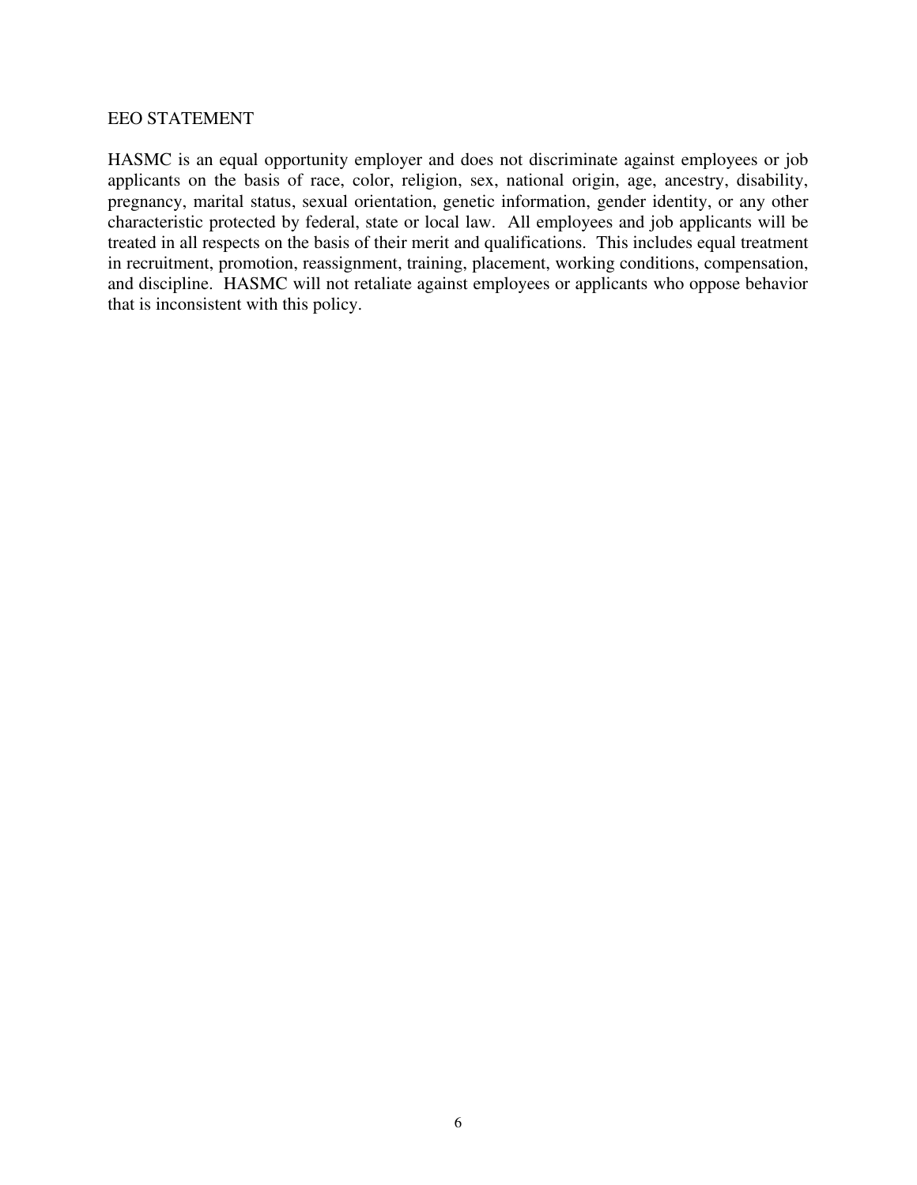## EEO STATEMENT

HASMC is an equal opportunity employer and does not discriminate against employees or job applicants on the basis of race, color, religion, sex, national origin, age, ancestry, disability, pregnancy, marital status, sexual orientation, genetic information, gender identity, or any other characteristic protected by federal, state or local law. All employees and job applicants will be treated in all respects on the basis of their merit and qualifications. This includes equal treatment in recruitment, promotion, reassignment, training, placement, working conditions, compensation, and discipline. HASMC will not retaliate against employees or applicants who oppose behavior that is inconsistent with this policy.